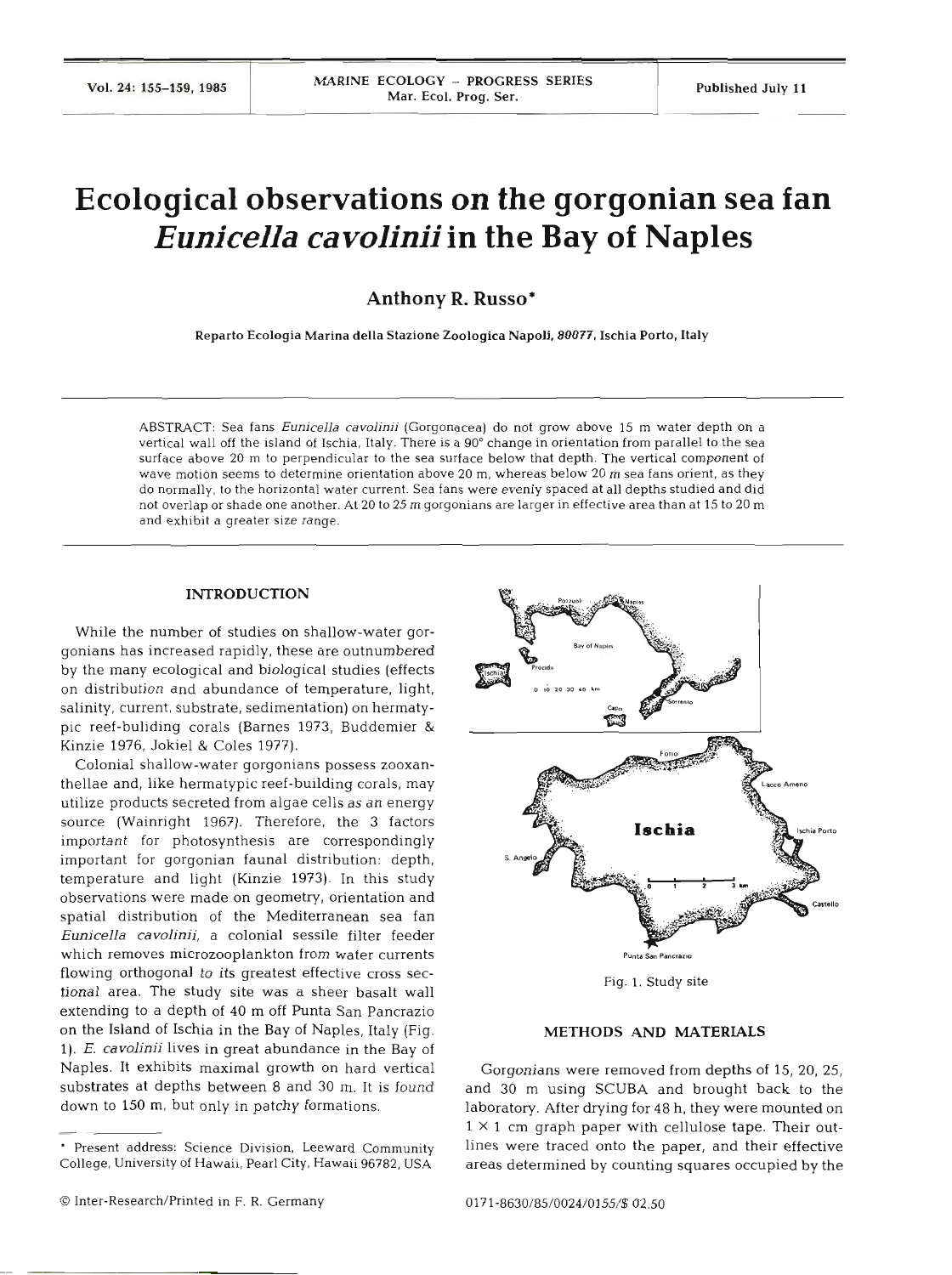# Ecological observations on the gorgonian sea fan *Eunicella cavolinii* in the Bay of Naples

**Anthony R. Russo***

Reparto Ecologia Marina della Stazione Zoologica Napoli, 80077, Ischia Porto, Italy

ABSTRACT: Sea fans *Eunicella cavolinii* (Gorgonacea) do not grow above 15 m water depth on a vertical wall off the island of Ischia, Italy. There is a 90° change in orientation from parallel to the sea surface above 20 m to perpendicular to the sea surface below that depth. The vertical component of wave motion seems to determine orientation above 20 m, whereas below 20 m sea fans orient, as they do normally, to the horizontal water current. Sea fans were evenly spaced at all depths studied and did not overlap or shade one another. At 20 to 25 m gorgonians are larger in effective area than at 15 to 20 m and exhibit a greater size range.

## INTRODUCTION

While the number of studies on shallow-water gorgonians has increased rapidly, these are outnumbered by the many ecological and biological studies (effects on distribution and abundance of temperature, light, salinity, current, substrate, sedimentation) on hermatypic reef-buliding corals (Barnes 1973, Buddemier & Kinzie 1976, Jokiel & Coles 1977).

Colonial shallow-water gorgonians possess zooxanthellae and, like hermatypic reef-building corals, may utilize products secreted from algae cells as an energy source (Wainright 1967). Therefore, the 3 factors important for photosynthesis are correspondingly important for gorgonian faunal distribution: depth, temperature and light (Kinzie 1973). In this study observations were made on geometry, orientation and spatial distribution of the Mediterranean sea fan *Eunicella cavolinii*, a colonial sessile filter feeder which removes microzooplankton from water currents flowing orthogonal to its greatest effective cross sectional area. The study site was a sheer basalt wall extending to a depth of 40 m off Punta San Pancrazio on the Island of Ischia in the Bay of Naples, Italy (Fig. 1). *E. cavolinii* lives in great abundance in the Bay of Naples. It exhibits maximal growth on hard vertical substrates at depths between 8 and 30 m. It is found down to 150 m, but only in patchy formations.

Fig. 1. Study site

## METHODS AND MATERIALS

Gorgonians were removed from depths of 15, 20, 25, and 30 m using SCUBA and brought back to the laboratory. After drying for 48 h, they were mounted on 1 × 1 cm graph paper with cellulose tape. Their outlines were traced onto the paper, and their effective areas determined by counting squares occupied by the

* Present address: Science Division, Leeward Community College, University of Hawaii, Pearl City, Hawaii 96782, USA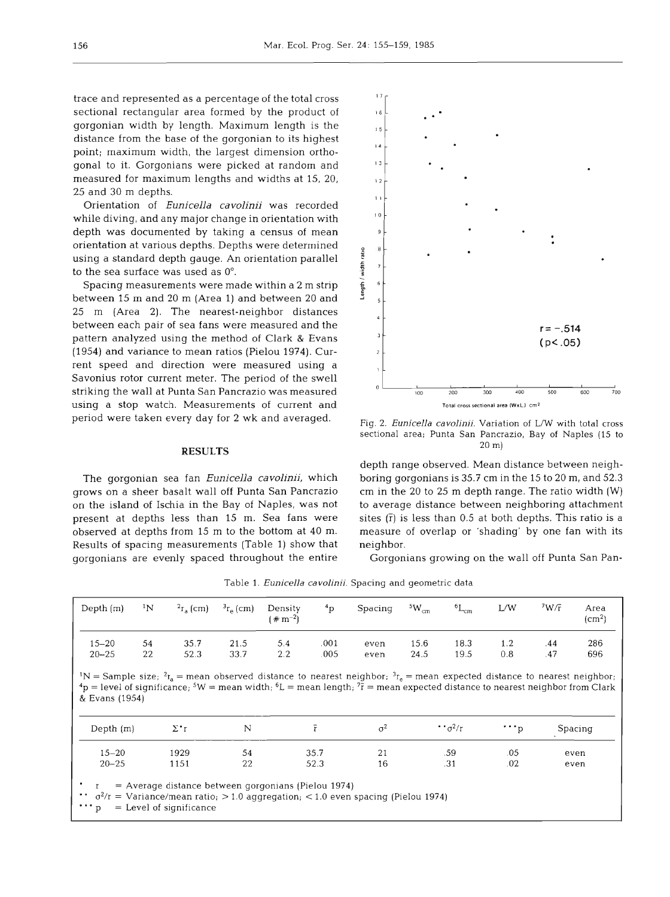trace and represented as a percentage of the total cross sectional rectangular area formed by the product of gorgonian width by length. Maximum length is the distance from the base of the gorgonian to its highest point; maximum width, the largest dimension orthogonal to it. Gorgonians were picked at random and measured for maximum lengths and widths at 15, 20, 25 and 30 m depths.

Orientation of *Eunicella cavolinii* was recorded while diving, and any major change in orientation with depth was documented by taking a census of mean orientation at various depths. Depths were determined using a standard depth gauge. An orientation parallel to the sea surface was used as 0°.

Spacing measurements were made within a 2 m strip between 15 m and 20 m (Area 1) and between 20 and 25 m (Area 2). The nearest-neighbor distances between each pair of sea fans were measured and the pattern analyzed using the method of Clark & Evans (1954) and variance to mean ratios (Pielou 1974). Current speed and direction were measured using a Savonius rotor current meter. The period of the swell striking the wall at Punta San Pancrazio was measured using a stop watch. Measurements of current and period were taken every day for 2 wk and averaged.

## RESULTS

The gorgonian sea fan *Eunicella cavolinii*, which grows on a sheer basalt wall off Punta San Pancrazio on the island of Ischia in the Bay of Naples, was not present at depths less than 15 m. Sea fans were observed at depths from 15 m to the bottom at 40 m. Results of spacing measurements (Table 1) show that gorgonians are evenly spaced throughout the entire depth range observed. Mean distance between neighboring gorgonians is 35.7 cm in the 15 to 20 m, and 52.3 cm in the 20 to 25 m depth range. The ratio width (W) to average distance between neighboring attachment sites ($\bar{r}$) is less than 0.5 at both depths. This ratio is a measure of overlap or 'shading' by one fan with its neighbor.

Gorgonians growing on the wall off Punta San Pan-

Fig. 2. *Eunicella cavolinii*. Variation of L/W with total cross sectional area; Punta San Pancrazio, Bay of Naples (15 to 20 m)

Table 1. *Eunicella cavolinii*. Spacing and geometric data

| Depth (m) | [1]N | [2]$r_a$ (cm) | [3]$r_e$ (cm) | Density (# m$^{-2}$) | [4]p | Spacing | [5]$W_{cm}$ | [6]$L_{cm}$ | L/W | [7]$W/\bar{r}$ | Area (cm$^2$) |
|---|---|---|---|---|---|---|---|---|---|---|---|
| 15–20 | 54 | 35.7 | 21.5 | 5.4 | .001 | even | 15.6 | 18.3 | 1.2 | .44 | 286 |
| 20–25 | 22 | 52.3 | 33.7 | 2.2 | .005 | even | 24.5 | 19.5 | 0.8 | .47 | 696 |

[1]N = Sample size; [2]$r_a$ = mean observed distance to nearest neighbor; [3]$r_e$ = mean expected distance to nearest neighbor; [4]p = level of significance; [5]W = mean width; [6]L = mean length; [7]$\bar{r}$ = mean expected distance to nearest neighbor from Clark & Evans (1954)

| Depth (m) | $\Sigma$*r | N | $\bar{r}$ | $\sigma^2$ | **$\sigma^2/\bar{r}$ | ***p | Spacing |
|---|---|---|---|---|---|---|---|
| 15–20 | 1929 | 54 | 35.7 | 21 | .59 | .05 | even |
| 20–25 | 1151 | 22 | 52.3 | 16 | .31 | .02 | even |

\* r = Average distance between gorgonians (Pielou 1974)
\** $\sigma^2/\bar{r}$ = Variance/mean ratio; > 1.0 aggregation; < 1.0 even spacing (Pielou 1974)
\*** p = Level of significance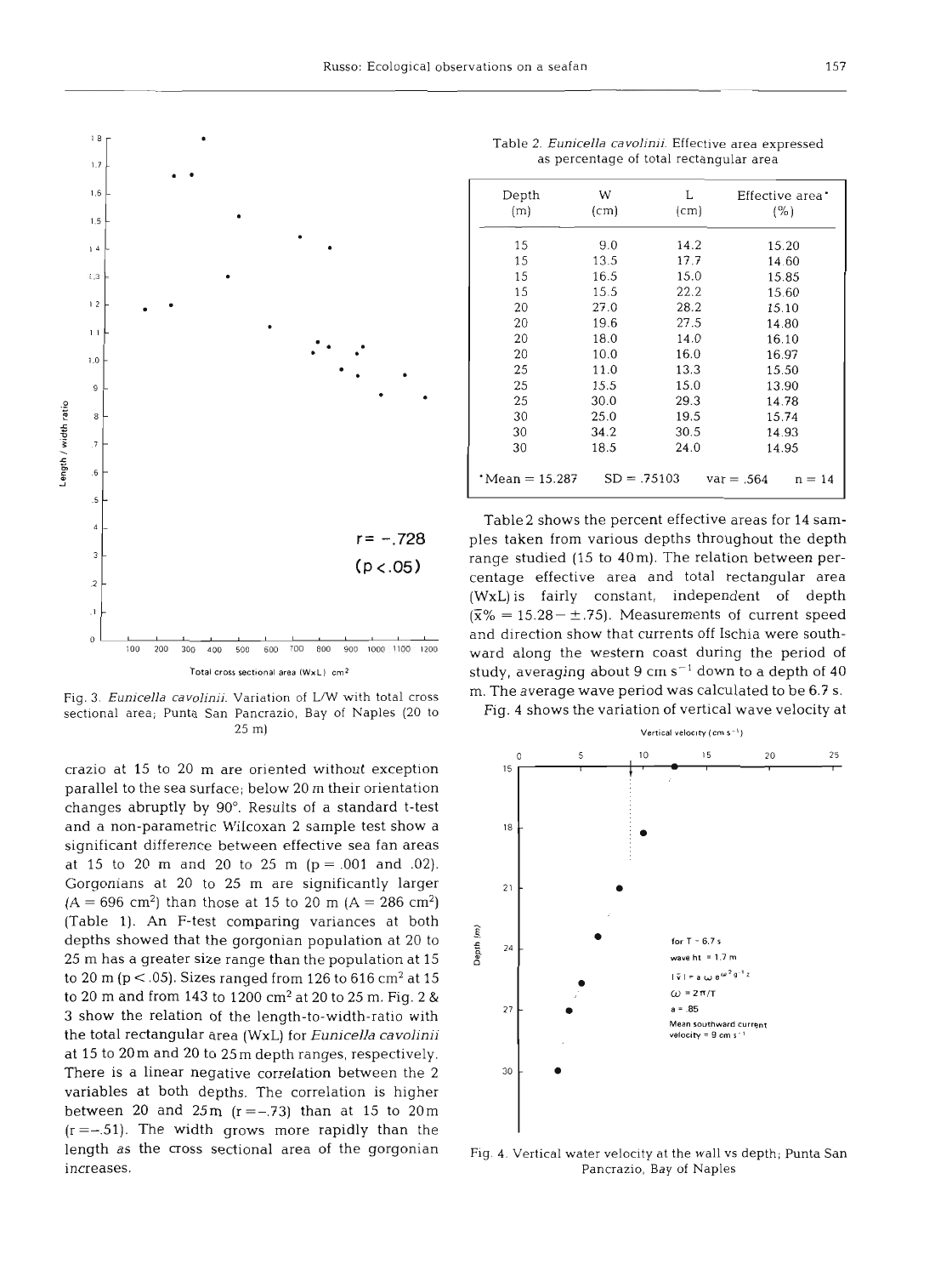Fig. 3. *Eunicella cavolinii*. Variation of L/W with total cross sectional area; Punta San Pancrazio, Bay of Naples (20 to 25 m)

crazio at 15 to 20 m are oriented without exception parallel to the sea surface; below 20 m their orientation changes abruptly by 90°. Results of a standard t-test and a non-parametric Wilcoxan 2 sample test show a significant difference between effective sea fan areas at 15 to 20 m and 20 to 25 m (p = .001 and .02). Gorgonians at 20 to 25 m are significantly larger (A = 696 cm$^2$) than those at 15 to 20 m (A = 286 cm$^2$) (Table 1). An F-test comparing variances at both depths showed that the gorgonian population at 20 to 25 m has a greater size range than the population at 15 to 20 m ($p < .05$). Sizes ranged from 126 to 616 cm$^2$ at 15 to 20 m and from 143 to 1200 cm$^2$ at 20 to 25 m. Fig. 2 & 3 show the relation of the length-to-width-ratio with the total rectangular area (WxL) for *Eunicella cavolinii* at 15 to 20 m and 20 to 25 m depth ranges, respectively. There is a linear negative correlation between the 2 variables at both depths. The correlation is higher between 20 and 25 m (r = –.73) than at 15 to 20 m (r = –.51). The width grows more rapidly than the length as the cross sectional area of the gorgonian increases.

Table 2. *Eunicella cavolinii*. Effective area expressed as percentage of total rectangular area

| Depth (m) | W (cm) | L (cm) | Effective area* (%) |
|---|---|---|---|
| 15 | 9.0 | 14.2 | 15.20 |
| 15 | 13.5 | 17.7 | 14.60 |
| 15 | 16.5 | 15.0 | 15.85 |
| 15 | 15.5 | 22.2 | 15.60 |
| 20 | 27.0 | 28.2 | 15.10 |
| 20 | 19.6 | 27.5 | 14.80 |
| 20 | 18.0 | 14.0 | 16.10 |
| 20 | 10.0 | 16.0 | 16.97 |
| 25 | 11.0 | 13.3 | 15.50 |
| 25 | 15.5 | 15.0 | 13.90 |
| 25 | 30.0 | 29.3 | 14.78 |
| 30 | 25.0 | 19.5 | 15.74 |
| 30 | 34.2 | 30.5 | 14.93 |
| 30 | 18.5 | 24.0 | 14.95 |

*Mean = 15.287 SD = .75103 var = .564 n = 14

Table 2 shows the percent effective areas for 14 samples taken from various depths throughout the depth range studied (15 to 40 m). The relation between percentage effective area and total rectangular area (WxL) is fairly constant, independent of depth ($\bar{x}\% = 15.28 - \pm.75$). Measurements of current speed and direction show that currents off Ischia were southward along the western coast during the period of study, averaging about 9 cm s$^{-1}$ down to a depth of 40 m. The average wave period was calculated to be 6.7 s.

Fig. 4 shows the variation of vertical wave velocity at

Fig. 4. Vertical water velocity at the wall vs depth; Punta San Pancrazio, Bay of Naples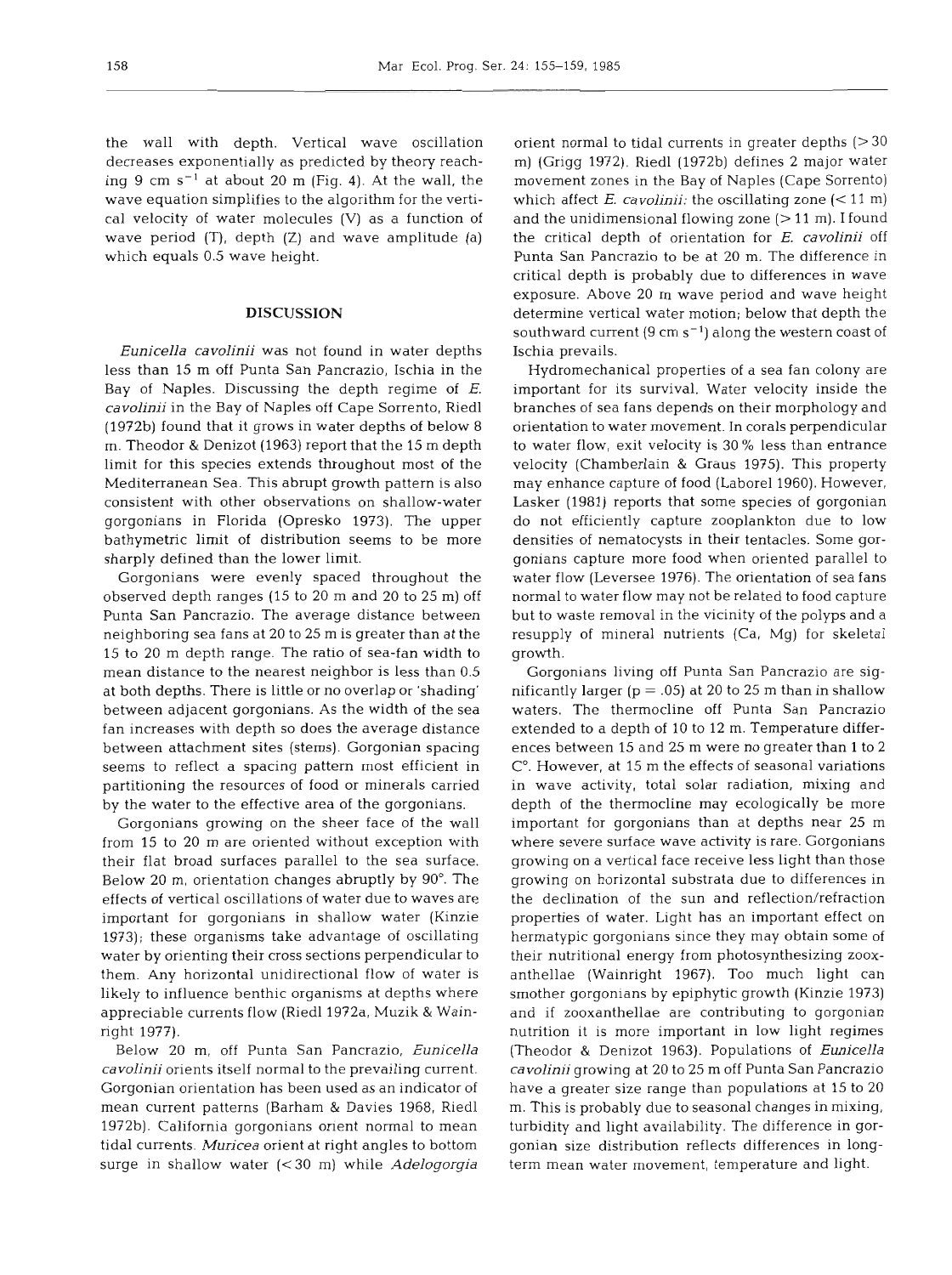the wall with depth. Vertical wave oscillation decreases exponentially as predicted by theory reaching 9 cm $s^{-1}$ at about 20 m (Fig. 4). At the wall, the wave equation simplifies to the algorithm for the vertical velocity of water molecules (V) as a function of wave period (T), depth (Z) and wave amplitude (a) which equals 0.5 wave height.

## DISCUSSION

*Eunicella cavolinii* was not found in water depths less than 15 m off Punta San Pancrazio, Ischia in the Bay of Naples. Discussing the depth regime of *E. cavolinii* in the Bay of Naples off Cape Sorrento, Riedl (1972b) found that it grows in water depths of below 8 m. Theodor & Denizot (1963) report that the 15 m depth limit for this species extends throughout most of the Mediterranean Sea. This abrupt growth pattern is also consistent with other observations on shallow-water gorgonians in Florida (Opresko 1973). The upper bathymetric limit of distribution seems to be more sharply defined than the lower limit.

Gorgonians were evenly spaced throughout the observed depth ranges (15 to 20 m and 20 to 25 m) off Punta San Pancrazio. The average distance between neighboring sea fans at 20 to 25 m is greater than at the 15 to 20 m depth range. The ratio of sea-fan width to mean distance to the nearest neighbor is less than 0.5 at both depths. There is little or no overlap or 'shading' between adjacent gorgonians. As the width of the sea fan increases with depth so does the average distance between attachment sites (stems). Gorgonian spacing seems to reflect a spacing pattern most efficient in partitioning the resources of food or minerals carried by the water to the effective area of the gorgonians.

Gorgonians growing on the sheer face of the wall from 15 to 20 m are oriented without exception with their flat broad surfaces parallel to the sea surface. Below 20 m, orientation changes abruptly by 90°. The effects of vertical oscillations of water due to waves are important for gorgonians in shallow water (Kinzie 1973); these organisms take advantage of oscillating water by orienting their cross sections perpendicular to them. Any horizontal unidirectional flow of water is likely to influence benthic organisms at depths where appreciable currents flow (Riedl 1972a, Muzik & Wainright 1977).

Below 20 m, off Punta San Pancrazio, *Eunicella cavolinii* orients itself normal to the prevailing current. Gorgonian orientation has been used as an indicator of mean current patterns (Barham & Davies 1968, Riedl 1972b). California gorgonians orient normal to mean tidal currents. *Muricea* orient at right angles to bottom surge in shallow water (< 30 m) while *Adelogorgia* orient normal to tidal currents in greater depths (> 30 m) (Grigg 1972). Riedl (1972b) defines 2 major water movement zones in the Bay of Naples (Cape Sorrento) which affect *E. cavolinii*: the oscillating zone (< 11 m) and the unidimensional flowing zone (> 11 m). I found the critical depth of orientation for *E. cavolinii* off Punta San Pancrazio to be at 20 m. The difference in critical depth is probably due to differences in wave exposure. Above 20 m wave period and wave height determine vertical water motion; below that depth the southward current (9 cm $s^{-1}$) along the western coast of Ischia prevails.

Hydromechanical properties of a sea fan colony are important for its survival. Water velocity inside the branches of sea fans depends on their morphology and orientation to water movement. In corals perpendicular to water flow, exit velocity is 30 % less than entrance velocity (Chamberlain & Graus 1975). This property may enhance capture of food (Laborel 1960). However, Lasker (1981) reports that some species of gorgonian do not efficiently capture zooplankton due to low densities of nematocysts in their tentacles. Some gorgonians capture more food when oriented parallel to water flow (Leversee 1976). The orientation of sea fans normal to water flow may not be related to food capture but to waste removal in the vicinity of the polyps and a resupply of mineral nutrients (Ca, Mg) for skeletal growth.

Gorgonians living off Punta San Pancrazio are significantly larger ($p = .05$) at 20 to 25 m than in shallow waters. The thermocline off Punta San Pancrazio extended to a depth of 10 to 12 m. Temperature differences between 15 and 25 m were no greater than 1 to 2 C°. However, at 15 m the effects of seasonal variations in wave activity, total solar radiation, mixing and depth of the thermocline may ecologically be more important for gorgonians than at depths near 25 m where severe surface wave activity is rare. Gorgonians growing on a vertical face receive less light than those growing on horizontal substrata due to differences in the declination of the sun and reflection/refraction properties of water. Light has an important effect on hermatypic gorgonians since they may obtain some of their nutritional energy from photosynthesizing zooxanthellae (Wainright 1967). Too much light can smother gorgonians by epiphytic growth (Kinzie 1973) and if zooxanthellae are contributing to gorgonian nutrition it is more important in low light regimes (Theodor & Denizot 1963). Populations of *Eunicella cavolinii* growing at 20 to 25 m off Punta San Pancrazio have a greater size range than populations at 15 to 20 m. This is probably due to seasonal changes in mixing, turbidity and light availability. The difference in gorgonian size distribution reflects differences in long-term mean water movement, temperature and light.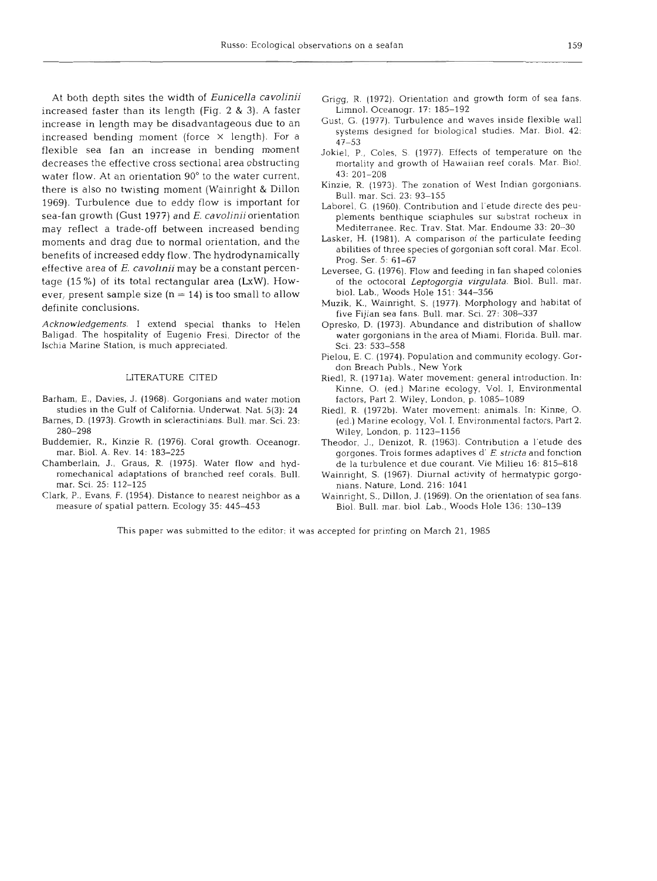At both depth sites the width of *Eunicella cavolinii* increased faster than its length (Fig. 2 & 3). A faster increase in length may be disadvantageous due to an increased bending moment (force × length). For a flexible sea fan an increase in bending moment decreases the effective cross sectional area obstructing water flow. At an orientation 90° to the water current, there is also no twisting moment (Wainright & Dillon 1969). Turbulence due to eddy flow is important for sea-fan growth (Gust 1977) and *E. cavolinii* orientation may reflect a trade-off between increased bending moments and drag due to normal orientation, and the benefits of increased eddy flow. The hydrodynamically effective area of *E. cavolinii* may be a constant percentage (15 %) of its total rectangular area (LxW). However, present sample size (n = 14) is too small to allow definite conclusions.

*Acknowledgements.* I extend special thanks to Helen Baligad. The hospitality of Eugenio Fresi, Director of the Ischia Marine Station, is much appreciated.

## LITERATURE CITED

Barham, E., Davies, J. (1968). Gorgonians and water motion studies in the Gulf of California. Underwat. Nat. 5(3): 24

Barnes, D. (1973). Growth in scleractinians. Bull. mar. Sci. 23: 280–298

Buddemier, R., Kinzie R. (1976). Coral growth. Oceanogr. mar. Biol. A. Rev. 14: 183–225

Chamberlain, J., Graus, R. (1975). Water flow and hydromechanical adaptations of branched reef corals. Bull. mar. Sci. 25: 112–125

Clark, P., Evans, F. (1954). Distance to nearest neighbor as a measure of spatial pattern. Ecology 35: 445–453

Grigg, R. (1972). Orientation and growth form of sea fans. Limnol. Oceanogr. 17: 185–192

Gust, G. (1977). Turbulence and waves inside flexible wall systems designed for biological studies. Mar. Biol. 42: 47–53

Jokiel, P., Coles, S. (1977). Effects of temperature on the mortality and growth of Hawaiian reef corals. Mar. Biol. 43: 201–208

Kinzie, R. (1973). The zonation of West Indian gorgonians. Bull. mar. Sci. 23: 93–155

Laborel, G. (1960). Contribution and l'etude directe des peuplements benthique sciaphules sur substrat rocheux in Mediterranee. Rec. Trav. Stat. Mar. Endoume 33: 20–30

Lasker, H. (1981). A comparison of the particulate feeding abilities of three species of gorgonian soft coral. Mar. Ecol. Prog. Ser. 5: 61–67

Leversee, G. (1976). Flow and feeding in fan shaped colonies of the octocoral *Leptogorgia virgulata*. Biol. Bull. mar. biol. Lab., Woods Hole 151: 344–356

Muzik, K., Wainright, S. (1977). Morphology and habitat of five Fijian sea fans. Bull. mar. Sci. 27: 308–337

Opresko, D. (1973). Abundance and distribution of shallow water gorgonians in the area of Miami, Florida. Bull. mar. Sci. 23: 533–558

Pielou, E. C. (1974). Population and community ecology. Gordon Breach Publs., New York

Riedl, R. (1971a). Water movement: general introduction. In: Kinne, O. (ed.) Marine ecology, Vol. I, Environmental factors, Part 2. Wiley, London, p. 1085–1089

Riedl, R. (1972b). Water movement: animals. In: Kinne, O. (ed.) Marine ecology, Vol. I, Environmental factors, Part 2. Wiley, London, p. 1123–1156

Theodor, J., Denizot, R. (1963). Contribution a l'etude des gorgones. Trois formes adaptives d' *E. stricta* and fonction de la turbulence et due courant. Vie Milieu 16: 815–818

Wainright, S. (1967). Diurnal activity of hermatypic gorgonians. Nature, Lond. 216: 1041

Wainright, S., Dillon, J. (1969). On the orientation of sea fans. Biol. Bull. mar. biol. Lab., Woods Hole 136: 130–139

This paper was submitted to the editor; it was accepted for printing on March 21, 1985